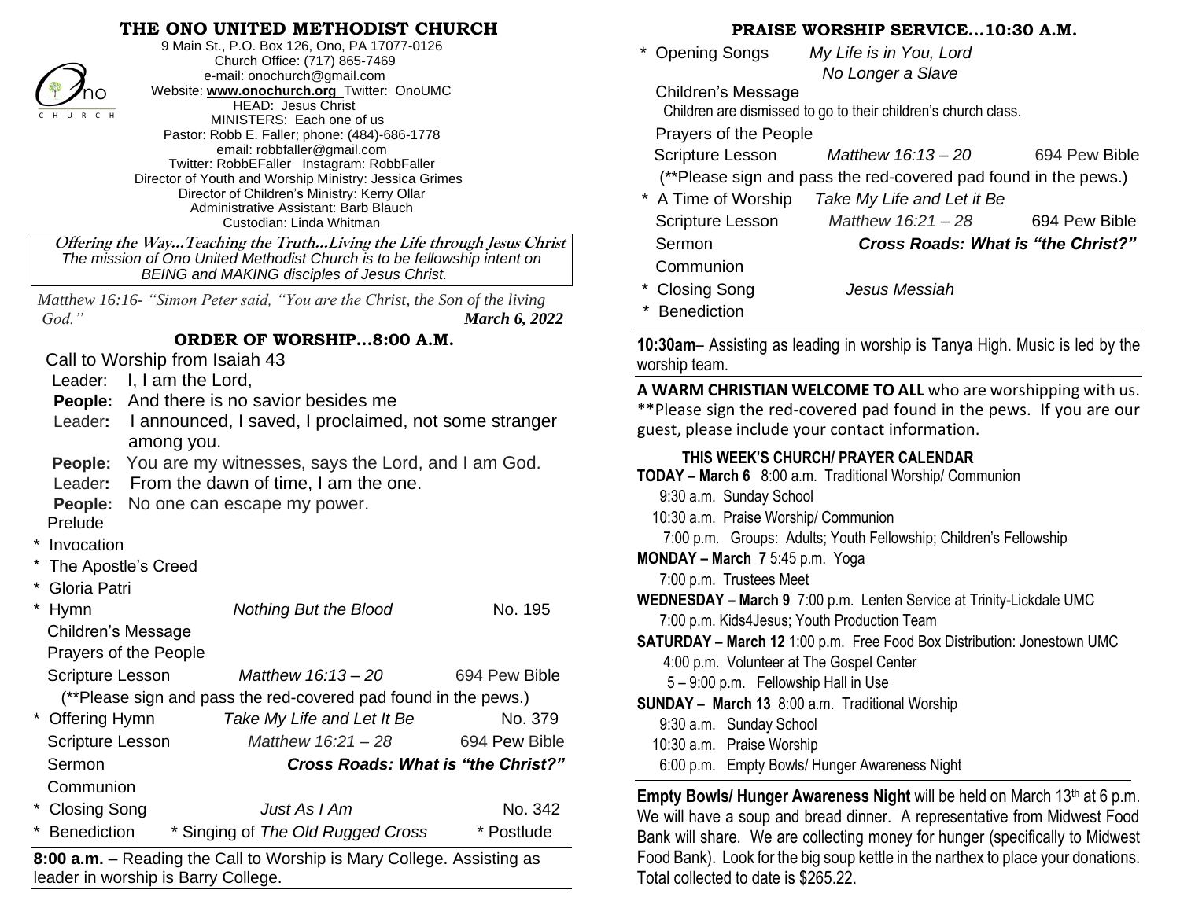# THE ONO UNITED METHODIST CHURCH

9 Main St., P.O. Box 126, Ono, PA 17077-0126
Church Office: (717) 865-7469
e-mail: onochurch@gmail.com
Website: **www.onochurch.org** Twitter: OnoUMC
HEAD: Jesus Christ
MINISTERS: Each one of us
Pastor: Robb E. Faller; phone: (484)-686-1778
email: robbfaller@gmail.com
Twitter: RobbEFaller Instagram: RobbFaller
Director of Youth and Worship Ministry: Jessica Grimes
Director of Children's Ministry: Kerry Ollar
Administrative Assistant: Barb Blauch
Custodian: Linda Whitman

**Offering the Way…Teaching the Truth…Living the Life through Jesus Christ**
*The mission of Ono United Methodist Church is to be fellowship intent on BEING and MAKING disciples of Jesus Christ.*

*Matthew 16:16- "Simon Peter said, "You are the Christ, the Son of the living God."*

***March 6, 2022***

## ORDER OF WORSHIP…8:00 A.M.

Call to Worship from Isaiah 43

Leader: I, I am the Lord,
**People:** And there is no savior besides me
Leader**:** I announced, I saved, I proclaimed, not some stranger among you.
**People:** You are my witnesses, says the Lord, and I am God.
Leader**:** From the dawn of time, I am the one.
**People:** No one can escape my power.

Prelude
\* Invocation
\* The Apostle's Creed
\* Gloria Patri
\* Hymn — *Nothing But the Blood* — No. 195
Children's Message
Prayers of the People
Scripture Lesson — *Matthew 16:13 – 20* — 694 Pew Bible
(**Please sign and pass the red-covered pad found in the pews.)
\* Offering Hymn — *Take My Life and Let It Be* — No. 379
Scripture Lesson — *Matthew 16:21 – 28* — 694 Pew Bible
Sermon — ***Cross Roads: What is "the Christ?"***
Communion
\* Closing Song — *Just As I Am* — No. 342
\* Benediction — \* Singing of *The Old Rugged Cross* — \* Postlude

**8:00 a.m.** – Reading the Call to Worship is Mary College. Assisting as leader in worship is Barry College.

## PRAISE WORSHIP SERVICE…10:30 A.M.

\* Opening Songs — *My Life is in You, Lord*; *No Longer a Slave*
Children's Message
Children are dismissed to go to their children's church class.
Prayers of the People
Scripture Lesson — *Matthew 16:13 – 20* — 694 Pew Bible
(**Please sign and pass the red-covered pad found in the pews.)
\* A Time of Worship — *Take My Life and Let it Be*
Scripture Lesson — *Matthew 16:21 – 28* — 694 Pew Bible
Sermon — ***Cross Roads: What is "the Christ?"***
Communion
\* Closing Song — *Jesus Messiah*
\* Benediction

**10:30am**– Assisting as leading in worship is Tanya High. Music is led by the worship team.

**A WARM CHRISTIAN WELCOME TO ALL** who are worshipping with us. **Please sign the red-covered pad found in the pews. If you are our guest, please include your contact information.

### THIS WEEK'S CHURCH/ PRAYER CALENDAR

**TODAY – March 6** 8:00 a.m. Traditional Worship/ Communion
9:30 a.m. Sunday School
10:30 a.m. Praise Worship/ Communion
7:00 p.m. Groups: Adults; Youth Fellowship; Children's Fellowship

**MONDAY – March 7** 5:45 p.m. Yoga
7:00 p.m. Trustees Meet

**WEDNESDAY – March 9** 7:00 p.m. Lenten Service at Trinity-Lickdale UMC
7:00 p.m. Kids4Jesus; Youth Production Team

**SATURDAY – March 12** 1:00 p.m. Free Food Box Distribution: Jonestown UMC
4:00 p.m. Volunteer at The Gospel Center
5 – 9:00 p.m. Fellowship Hall in Use

**SUNDAY – March 13** 8:00 a.m. Traditional Worship
9:30 a.m. Sunday School
10:30 a.m. Praise Worship
6:00 p.m. Empty Bowls/ Hunger Awareness Night

**Empty Bowls/ Hunger Awareness Night** will be held on March 13th at 6 p.m. We will have a soup and bread dinner. A representative from Midwest Food Bank will share. We are collecting money for hunger (specifically to Midwest Food Bank). Look for the big soup kettle in the narthex to place your donations. Total collected to date is $265.22.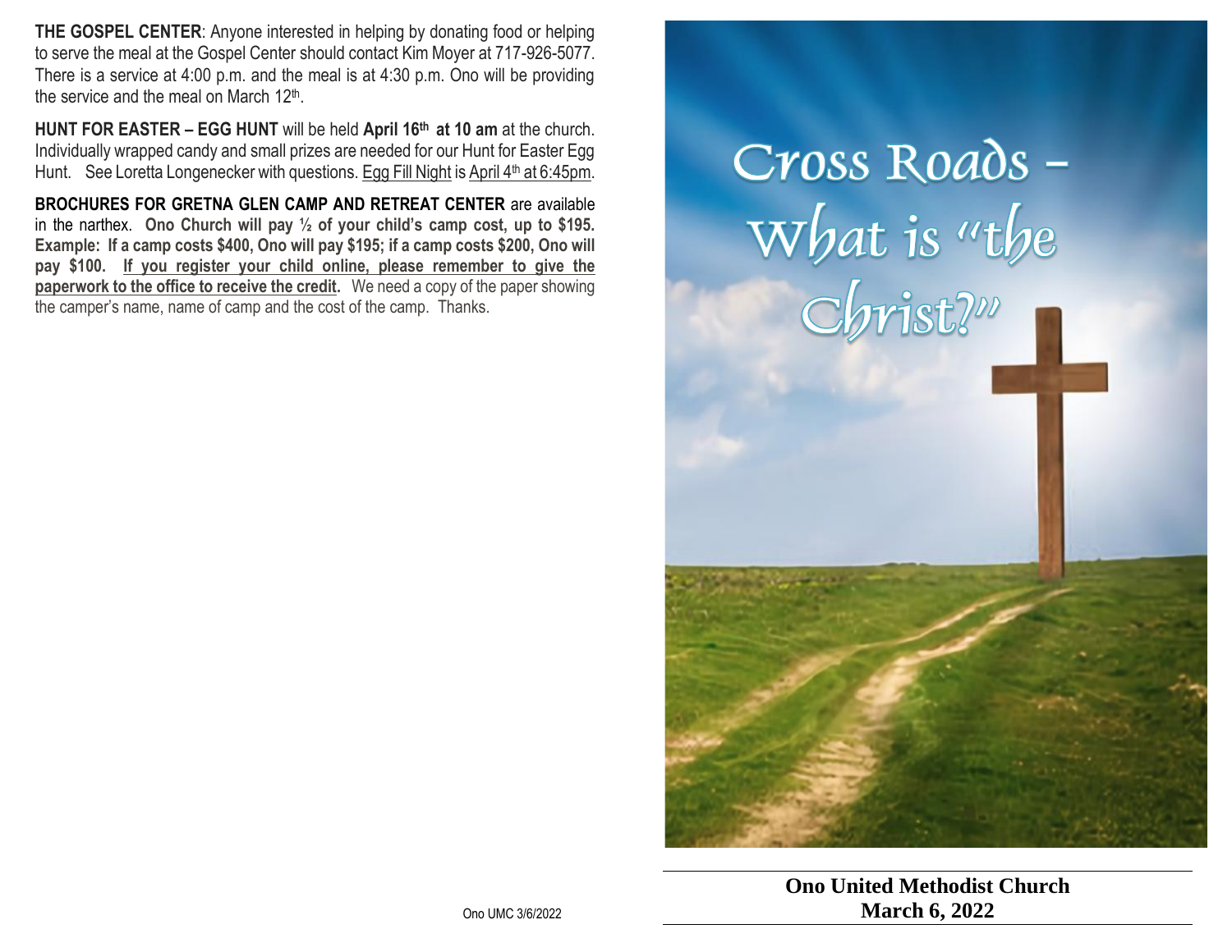**THE GOSPEL CENTER**: Anyone interested in helping by donating food or helping to serve the meal at the Gospel Center should contact Kim Moyer at 717-926-5077. There is a service at 4:00 p.m. and the meal is at 4:30 p.m. Ono will be providing the service and the meal on March 12th.

**HUNT FOR EASTER – EGG HUNT** will be held **April 16th at 10 am** at the church. Individually wrapped candy and small prizes are needed for our Hunt for Easter Egg Hunt. See Loretta Longenecker with questions. Egg Fill Night is April 4th at 6:45pm.

**BROCHURES FOR GRETNA GLEN CAMP AND RETREAT CENTER** are available in the narthex. **Ono Church will pay ½ of your child's camp cost, up to $195. Example: If a camp costs $400, Ono will pay $195; if a camp costs $200, Ono will pay $100. If you register your child online, please remember to give the paperwork to the office to receive the credit.** We need a copy of the paper showing the camper's name, name of camp and the cost of the camp. Thanks.

Ono UMC 3/6/2022

# Cross Roads – What is "the Christ?"

**Ono United Methodist Church**
**March 6, 2022**